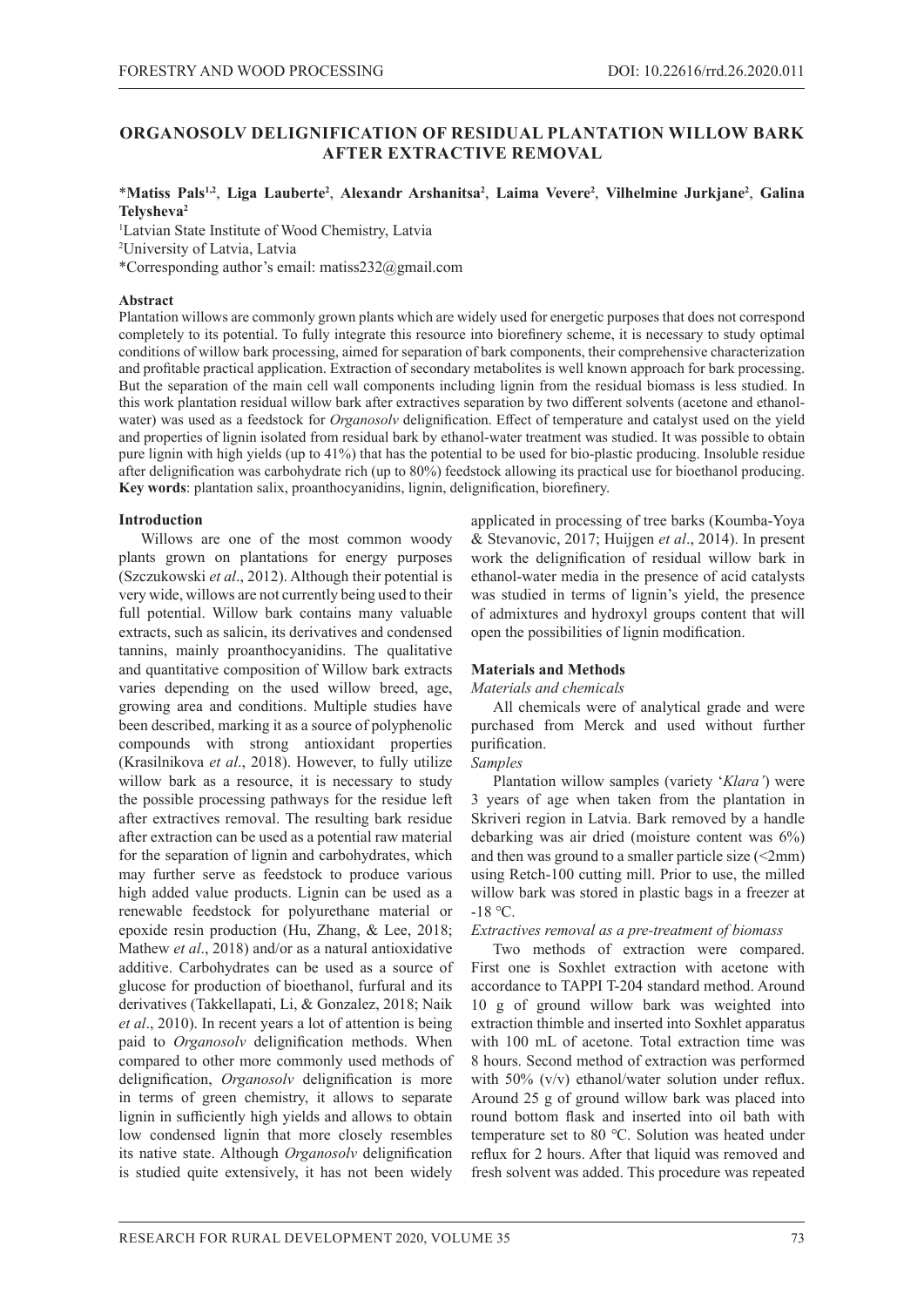# ORGANOSOLV DELIGNIFICATION OF RESIDUAL PLANTATION WILLOW BARK AFTER EXTRACTIVE REMOVAL

***Matiss Pals**[1,2], **Liga Lauberte**[2], **Alexandr Arshanitsa**[2], **Laima Vevere**[2], **Vilhelmine Jurkjane**[2], **Galina Telysheva**[2]

[1]Latvian State Institute of Wood Chemistry, Latvia

[2]University of Latvia, Latvia

*Corresponding author's email: matiss232@gmail.com

**Abstract**

Plantation willows are commonly grown plants which are widely used for energetic purposes that does not correspond completely to its potential. To fully integrate this resource into biorefinery scheme, it is necessary to study optimal conditions of willow bark processing, aimed for separation of bark components, their comprehensive characterization and profitable practical application. Extraction of secondary metabolites is well known approach for bark processing. But the separation of the main cell wall components including lignin from the residual biomass is less studied. In this work plantation residual willow bark after extractives separation by two different solvents (acetone and ethanol-water) was used as a feedstock for *Organosolv* delignification. Effect of temperature and catalyst used on the yield and properties of lignin isolated from residual bark by ethanol-water treatment was studied. It was possible to obtain pure lignin with high yields (up to 41%) that has the potential to be used for bio-plastic producing. Insoluble residue after delignification was carbohydrate rich (up to 80%) feedstock allowing its practical use for bioethanol producing.

**Key words**: plantation salix, proanthocyanidins, lignin, delignification, biorefinery.

## Introduction

Willows are one of the most common woody plants grown on plantations for energy purposes (Szczukowski *et al*., 2012). Although their potential is very wide, willows are not currently being used to their full potential. Willow bark contains many valuable extracts, such as salicin, its derivatives and condensed tannins, mainly proanthocyanidins. The qualitative and quantitative composition of Willow bark extracts varies depending on the used willow breed, age, growing area and conditions. Multiple studies have been described, marking it as a source of polyphenolic compounds with strong antioxidant properties (Krasilnikova *et al*., 2018). However, to fully utilize willow bark as a resource, it is necessary to study the possible processing pathways for the residue left after extractives removal. The resulting bark residue after extraction can be used as a potential raw material for the separation of lignin and carbohydrates, which may further serve as feedstock to produce various high added value products. Lignin can be used as a renewable feedstock for polyurethane material or epoxide resin production (Hu, Zhang, & Lee, 2018; Mathew *et al*., 2018) and/or as a natural antioxidative additive. Carbohydrates can be used as a source of glucose for production of bioethanol, furfural and its derivatives (Takkellapati, Li, & Gonzalez, 2018; Naik *et al*., 2010). In recent years a lot of attention is being paid to *Organosolv* delignification methods. When compared to other more commonly used methods of delignification, *Organosolv* delignification is more in terms of green chemistry, it allows to separate lignin in sufficiently high yields and allows to obtain low condensed lignin that more closely resembles its native state. Although *Organosolv* delignification is studied quite extensively, it has not been widely applicated in processing of tree barks (Koumba-Yoya & Stevanovic, 2017; Huijgen *et al*., 2014). In present work the delignification of residual willow bark in ethanol-water media in the presence of acid catalysts was studied in terms of lignin's yield, the presence of admixtures and hydroxyl groups content that will open the possibilities of lignin modification.

## Materials and Methods

### *Materials and chemicals*

All chemicals were of analytical grade and were purchased from Merck and used without further purification.

### *Samples*

Plantation willow samples (variety '*Klara'*) were 3 years of age when taken from the plantation in Skriveri region in Latvia. Bark removed by a handle debarking was air dried (moisture content was 6%) and then was ground to a smaller particle size (<2mm) using Retch-100 cutting mill. Prior to use, the milled willow bark was stored in plastic bags in a freezer at -18 °C.

### *Extractives removal as a pre-treatment of biomass*

Two methods of extraction were compared. First one is Soxhlet extraction with acetone with accordance to TAPPI T-204 standard method. Around 10 g of ground willow bark was weighted into extraction thimble and inserted into Soxhlet apparatus with 100 mL of acetone. Total extraction time was 8 hours. Second method of extraction was performed with 50% (v/v) ethanol/water solution under reflux. Around 25 g of ground willow bark was placed into round bottom flask and inserted into oil bath with temperature set to 80 °C. Solution was heated under reflux for 2 hours. After that liquid was removed and fresh solvent was added. This procedure was repeated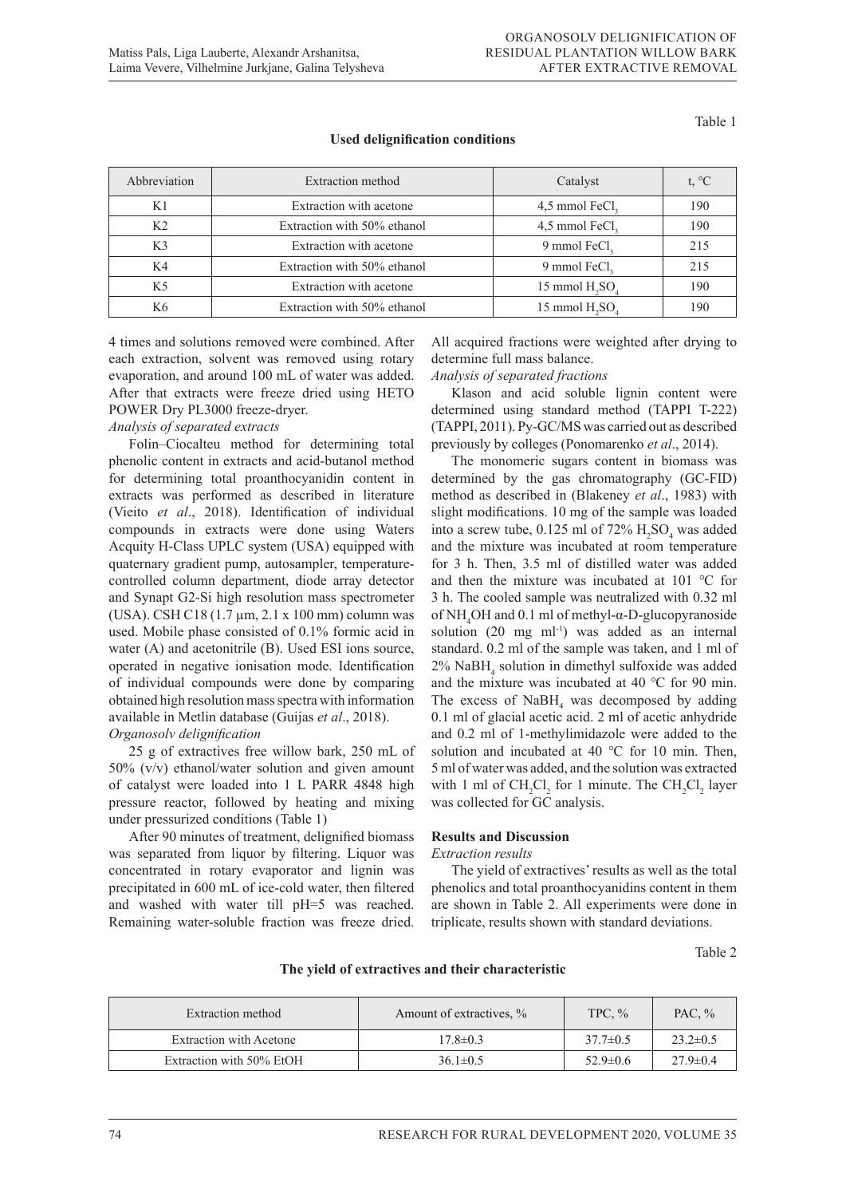Table 1

**Used delignification conditions**

| Abbreviation | Extraction method | Catalyst | t, °C |
|---|---|---|---|
| K1 | Extraction with acetone | 4,5 mmol $FeCl_3$ | 190 |
| K2 | Extraction with 50% ethanol | 4,5 mmol $FeCl_3$ | 190 |
| K3 | Extraction with acetone | 9 mmol $FeCl_3$ | 215 |
| K4 | Extraction with 50% ethanol | 9 mmol $FeCl_3$ | 215 |
| K5 | Extraction with acetone | 15 mmol $H_2SO_4$ | 190 |
| K6 | Extraction with 50% ethanol | 15 mmol $H_2SO_4$ | 190 |

4 times and solutions removed were combined. After each extraction, solvent was removed using rotary evaporation, and around 100 mL of water was added. After that extracts were freeze dried using HETO POWER Dry PL3000 freeze-dryer.

*Analysis of separated extracts*

Folin–Ciocalteu method for determining total phenolic content in extracts and acid-butanol method for determining total proanthocyanidin content in extracts was performed as described in literature (Vieito *et al*., 2018). Identification of individual compounds in extracts were done using Waters Acquity H-Class UPLC system (USA) equipped with quaternary gradient pump, autosampler, temperature-controlled column department, diode array detector and Synapt G2-Si high resolution mass spectrometer (USA). CSH C18 (1.7 µm, 2.1 x 100 mm) column was used. Mobile phase consisted of 0.1% formic acid in water (A) and acetonitrile (B). Used ESI ions source, operated in negative ionisation mode. Identification of individual compounds were done by comparing obtained high resolution mass spectra with information available in Metlin database (Guijas *et al*., 2018).

*Organosolv delignification*

25 g of extractives free willow bark, 250 mL of 50% (v/v) ethanol/water solution and given amount of catalyst were loaded into 1 L PARR 4848 high pressure reactor, followed by heating and mixing under pressurized conditions (Table 1)

After 90 minutes of treatment, delignified biomass was separated from liquor by filtering. Liquor was concentrated in rotary evaporator and lignin was precipitated in 600 mL of ice-cold water, then filtered and washed with water till pH=5 was reached. Remaining water-soluble fraction was freeze dried. All acquired fractions were weighted after drying to determine full mass balance.

*Analysis of separated fractions*

Klason and acid soluble lignin content were determined using standard method (TAPPI T-222) (TAPPI, 2011). Py-GC/MS was carried out as described previously by colleges (Ponomarenko *et al*., 2014).

The monomeric sugars content in biomass was determined by the gas chromatography (GC-FID) method as described in (Blakeney *et al*., 1983) with slight modifications. 10 mg of the sample was loaded into a screw tube, 0.125 ml of 72% $H_2SO_4$ was added and the mixture was incubated at room temperature for 3 h. Then, 3.5 ml of distilled water was added and then the mixture was incubated at 101 °C for 3 h. The cooled sample was neutralized with 0.32 ml of $NH_4OH$ and 0.1 ml of methyl-α-D-glucopyranoside solution (20 mg $ml^{-1}$) was added as an internal standard. 0.2 ml of the sample was taken, and 1 ml of 2% $NaBH_4$ solution in dimethyl sulfoxide was added and the mixture was incubated at 40 °C for 90 min. The excess of $NaBH_4$ was decomposed by adding 0.1 ml of glacial acetic acid. 2 ml of acetic anhydride and 0.2 ml of 1-methylimidazole were added to the solution and incubated at 40 °C for 10 min. Then, 5 ml of water was added, and the solution was extracted with 1 ml of $CH_2Cl_2$ for 1 minute. The $CH_2Cl_2$ layer was collected for GC analysis.

## Results and Discussion

*Extraction results*

The yield of extractives' results as well as the total phenolics and total proanthocyanidins content in them are shown in Table 2. All experiments were done in triplicate, results shown with standard deviations.

Table 2

**The yield of extractives and their characteristic**

| Extraction method | Amount of extractives, % | TPC, % | PAC, % |
|---|---|---|---|
| Extraction with Acetone | 17.8±0.3 | 37.7±0.5 | 23.2±0.5 |
| Extraction with 50% EtOH | 36.1±0.5 | 52.9±0.6 | 27.9±0.4 |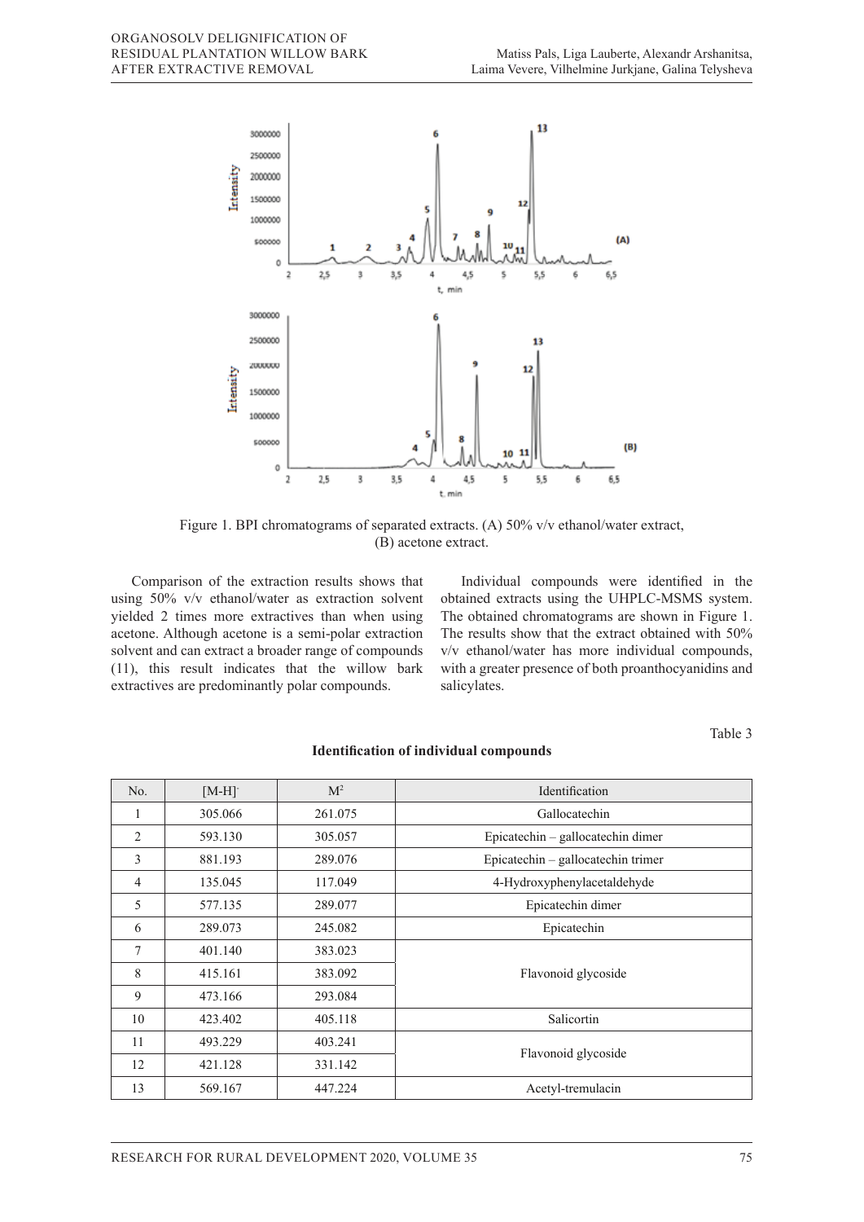Figure 1. BPI chromatograms of separated extracts. (A) 50% v/v ethanol/water extract, (B) acetone extract.

Comparison of the extraction results shows that using 50% v/v ethanol/water as extraction solvent yielded 2 times more extractives than when using acetone. Although acetone is a semi-polar extraction solvent and can extract a broader range of compounds (11), this result indicates that the willow bark extractives are predominantly polar compounds.

Individual compounds were identified in the obtained extracts using the UHPLC-MSMS system. The obtained chromatograms are shown in Figure 1. The results show that the extract obtained with 50% v/v ethanol/water has more individual compounds, with a greater presence of both proanthocyanidins and salicylates.

Table 3

**Identification of individual compounds**

| No. | $[M\text{-}H]^-$ | $M^2$ | Identification |
|---|---|---|---|
| 1 | 305.066 | 261.075 | Gallocatechin |
| 2 | 593.130 | 305.057 | Epicatechin – gallocatechin dimer |
| 3 | 881.193 | 289.076 | Epicatechin – gallocatechin trimer |
| 4 | 135.045 | 117.049 | 4-Hydroxyphenylacetaldehyde |
| 5 | 577.135 | 289.077 | Epicatechin dimer |
| 6 | 289.073 | 245.082 | Epicatechin |
| 7 | 401.140 | 383.023 | Flavonoid glycoside |
| 8 | 415.161 | 383.092 | Flavonoid glycoside |
| 9 | 473.166 | 293.084 | Flavonoid glycoside |
| 10 | 423.402 | 405.118 | Salicortin |
| 11 | 493.229 | 403.241 | Flavonoid glycoside |
| 12 | 421.128 | 331.142 | Flavonoid glycoside |
| 13 | 569.167 | 447.224 | Acetyl-tremulacin |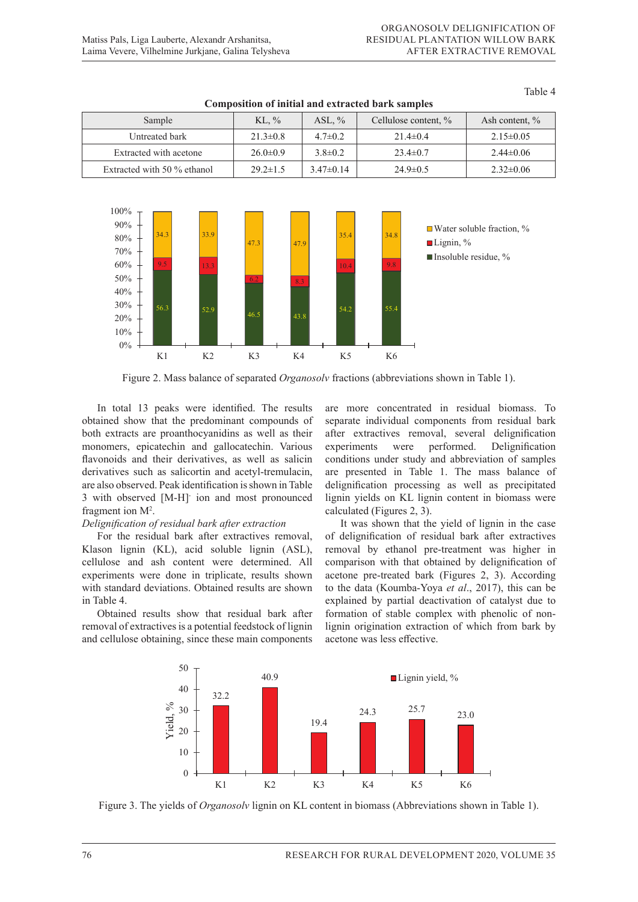Table 4

**Composition of initial and extracted bark samples**

| Sample | KL, % | ASL, % | Cellulose content, % | Ash content, % |
|---|---|---|---|---|
| Untreated bark | 21.3±0.8 | 4.7±0.2 | 21.4±0.4 | 2.15±0.05 |
| Extracted with acetone | 26.0±0.9 | 3.8±0.2 | 23.4±0.7 | 2.44±0.06 |
| Extracted with 50 % ethanol | 29.2±1.5 | 3.47±0.14 | 24.9±0.5 | 2.32±0.06 |

Figure 2. Mass balance of separated *Organosolv* fractions (abbreviations shown in Table 1).

In total 13 peaks were identified. The results obtained show that the predominant compounds of both extracts are proanthocyanidins as well as their monomers, epicatechin and gallocatechin. Various flavonoids and their derivatives, as well as salicin derivatives such as salicortin and acetyl-tremulacin, are also observed. Peak identification is shown in Table 3 with observed $[M\text{-}H]^-$ ion and most pronounced fragment ion $M^2$.

*Delignification of residual bark after extraction*

For the residual bark after extractives removal, Klason lignin (KL), acid soluble lignin (ASL), cellulose and ash content were determined. All experiments were done in triplicate, results shown with standard deviations. Obtained results are shown in Table 4.

Obtained results show that residual bark after removal of extractives is a potential feedstock of lignin and cellulose obtaining, since these main components are more concentrated in residual biomass. To separate individual components from residual bark after extractives removal, several delignification experiments were performed. Delignification conditions under study and abbreviation of samples are presented in Table 1. The mass balance of delignification processing as well as precipitated lignin yields on KL lignin content in biomass were calculated (Figures 2, 3).

It was shown that the yield of lignin in the case of delignification of residual bark after extractives removal by ethanol pre-treatment was higher in comparison with that obtained by delignification of acetone pre-treated bark (Figures 2, 3). According to the data (Koumba-Yoya *et al*., 2017), this can be explained by partial deactivation of catalyst due to formation of stable complex with phenolic of non-lignin origination extraction of which from bark by acetone was less effective.

Figure 3. The yields of *Organosolv* lignin on KL content in biomass (Abbreviations shown in Table 1).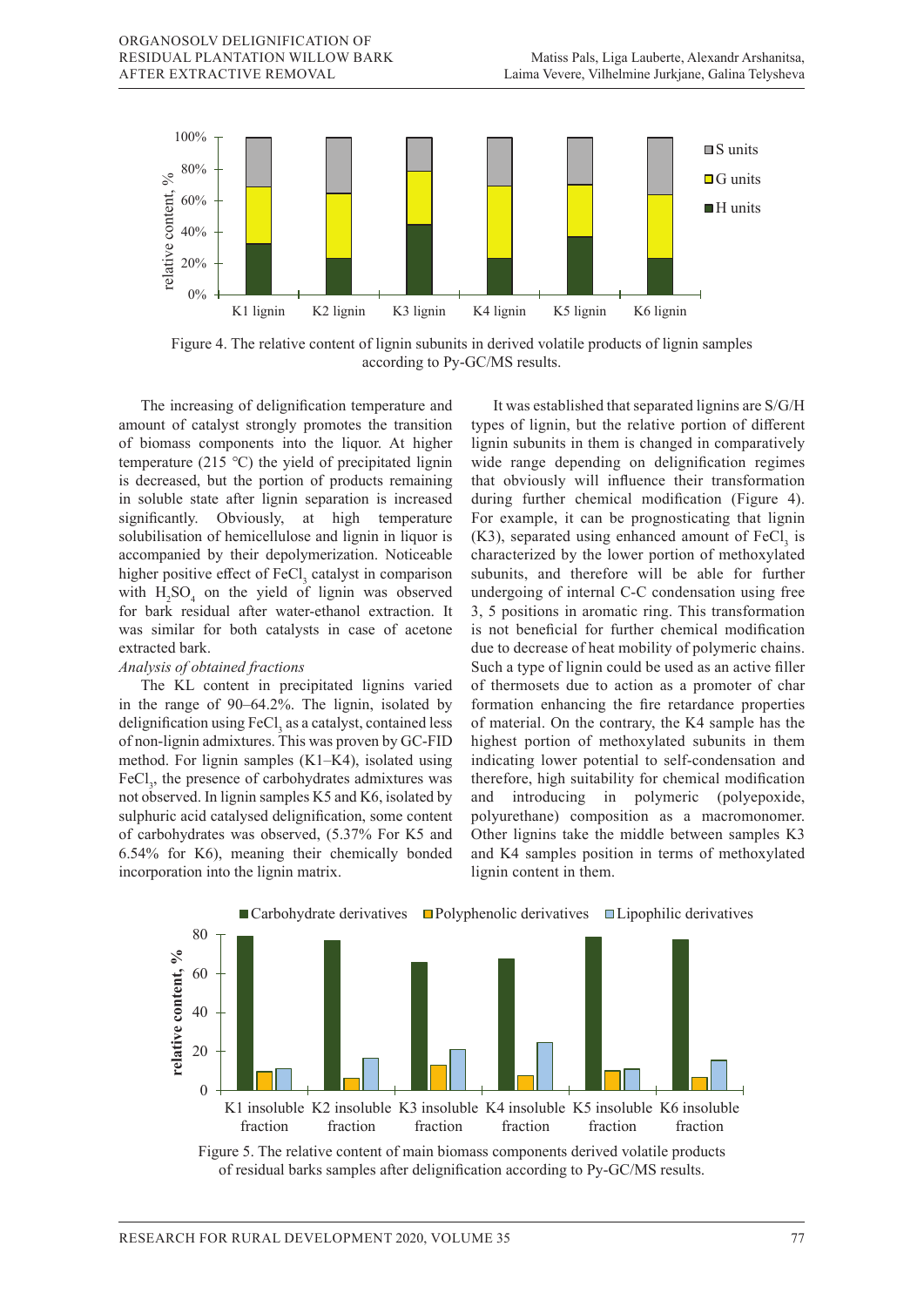Figure 4. The relative content of lignin subunits in derived volatile products of lignin samples according to Py-GC/MS results.

The increasing of delignification temperature and amount of catalyst strongly promotes the transition of biomass components into the liquor. At higher temperature (215 °C) the yield of precipitated lignin is decreased, but the portion of products remaining in soluble state after lignin separation is increased significantly. Obviously, at high temperature solubilisation of hemicellulose and lignin in liquor is accompanied by their depolymerization. Noticeable higher positive effect of $FeCl_3$ catalyst in comparison with $H_2SO_4$ on the yield of lignin was observed for bark residual after water-ethanol extraction. It was similar for both catalysts in case of acetone extracted bark.

*Analysis of obtained fractions*

The KL content in precipitated lignins varied in the range of 90–64.2%. The lignin, isolated by delignification using $FeCl_3$ as a catalyst, contained less of non-lignin admixtures. This was proven by GC-FID method. For lignin samples (K1–K4), isolated using $FeCl_3$, the presence of carbohydrates admixtures was not observed. In lignin samples K5 and K6, isolated by sulphuric acid catalysed delignification, some content of carbohydrates was observed, (5.37% For K5 and 6.54% for K6), meaning their chemically bonded incorporation into the lignin matrix.

It was established that separated lignins are S/G/H types of lignin, but the relative portion of different lignin subunits in them is changed in comparatively wide range depending on delignification regimes that obviously will influence their transformation during further chemical modification (Figure 4). For example, it can be prognosticating that lignin (K3), separated using enhanced amount of $FeCl_3$ is characterized by the lower portion of methoxylated subunits, and therefore will be able for further undergoing of internal C-C condensation using free 3, 5 positions in aromatic ring. This transformation is not beneficial for further chemical modification due to decrease of heat mobility of polymeric chains. Such a type of lignin could be used as an active filler of thermosets due to action as a promoter of char formation enhancing the fire retardance properties of material. On the contrary, the K4 sample has the highest portion of methoxylated subunits in them indicating lower potential to self-condensation and therefore, high suitability for chemical modification and introducing in polymeric (polyepoxide, polyurethane) composition as a macromonomer. Other lignins take the middle between samples K3 and K4 samples position in terms of methoxylated lignin content in them.

Figure 5. The relative content of main biomass components derived volatile products of residual barks samples after delignification according to Py-GC/MS results.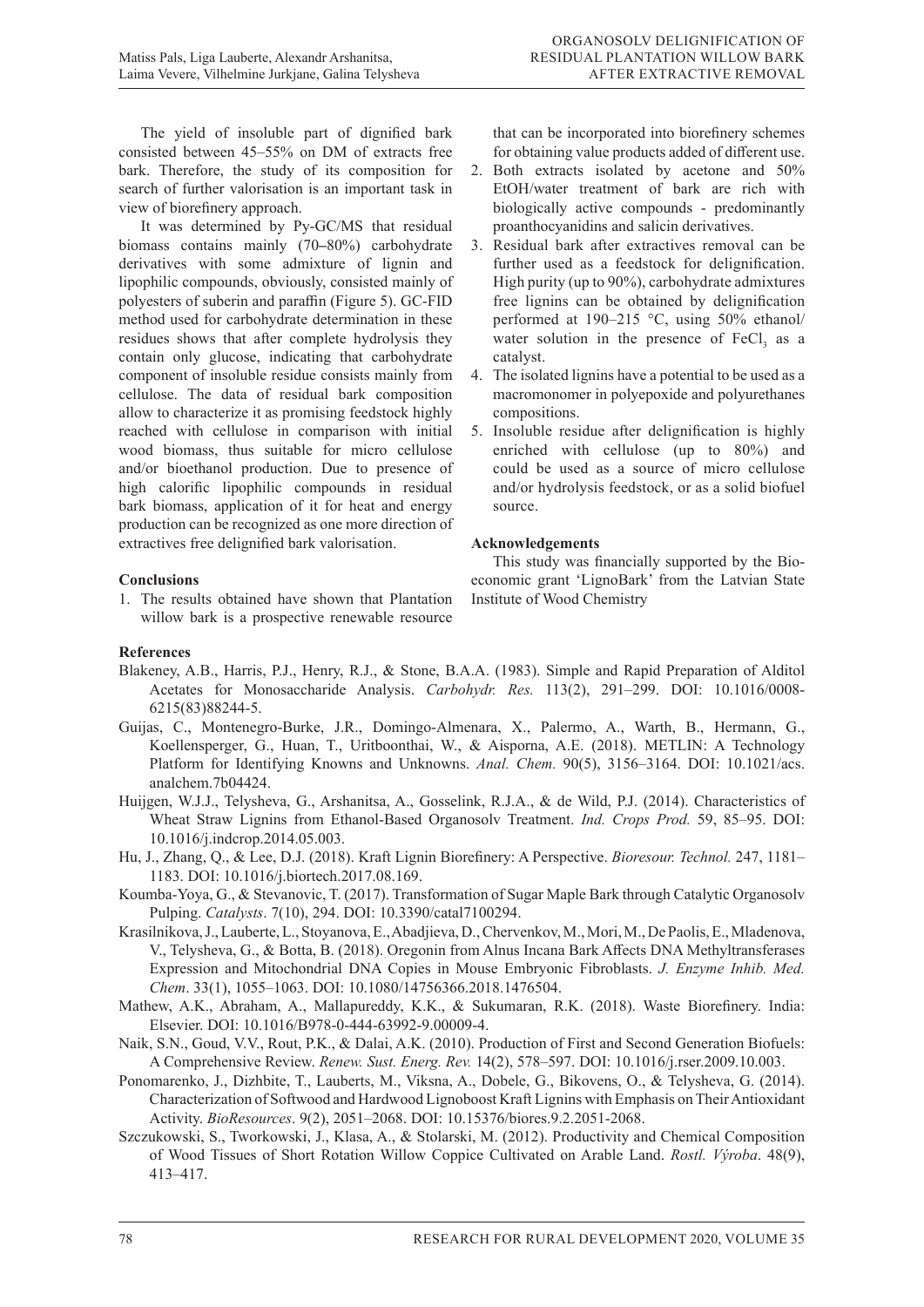The yield of insoluble part of dignified bark consisted between 45–55% on DM of extracts free bark. Therefore, the study of its composition for search of further valorisation is an important task in view of biorefinery approach.

It was determined by Py-GC/MS that residual biomass contains mainly (70–80%) carbohydrate derivatives with some admixture of lignin and lipophilic compounds, obviously, consisted mainly of polyesters of suberin and paraffin (Figure 5). GC-FID method used for carbohydrate determination in these residues shows that after complete hydrolysis they contain only glucose, indicating that carbohydrate component of insoluble residue consists mainly from cellulose. The data of residual bark composition allow to characterize it as promising feedstock highly reached with cellulose in comparison with initial wood biomass, thus suitable for micro cellulose and/or bioethanol production. Due to presence of high calorific lipophilic compounds in residual bark biomass, application of it for heat and energy production can be recognized as one more direction of extractives free delignified bark valorisation.

## Conclusions

1. The results obtained have shown that Plantation willow bark is a prospective renewable resource that can be incorporated into biorefinery schemes for obtaining value products added of different use.
2. Both extracts isolated by acetone and 50% EtOH/water treatment of bark are rich with biologically active compounds - predominantly proanthocyanidins and salicin derivatives.
3. Residual bark after extractives removal can be further used as a feedstock for delignification. High purity (up to 90%), carbohydrate admixtures free lignins can be obtained by delignification performed at 190–215 °C, using 50% ethanol/water solution in the presence of $FeCl_3$ as a catalyst.
4. The isolated lignins have a potential to be used as a macromonomer in polyepoxide and polyurethanes compositions.
5. Insoluble residue after delignification is highly enriched with cellulose (up to 80%) and could be used as a source of micro cellulose and/or hydrolysis feedstock, or as a solid biofuel source.

## Acknowledgements

This study was financially supported by the Bio-economic grant 'LignoBark' from the Latvian State Institute of Wood Chemistry

## References

Blakeney, A.B., Harris, P.J., Henry, R.J., & Stone, B.A.A. (1983). Simple and Rapid Preparation of Alditol Acetates for Monosaccharide Analysis. *Carbohydr. Res.* 113(2), 291–299. DOI: 10.1016/0008-6215(83)88244-5.

Guijas, C., Montenegro-Burke, J.R., Domingo-Almenara, X., Palermo, A., Warth, B., Hermann, G., Koellensperger, G., Huan, T., Uritboonthai, W., & Aisporna, A.E. (2018). METLIN: A Technology Platform for Identifying Knowns and Unknowns. *Anal. Chem.* 90(5), 3156–3164. DOI: 10.1021/acs.analchem.7b04424.

Huijgen, W.J.J., Telysheva, G., Arshanitsa, A., Gosselink, R.J.A., & de Wild, P.J. (2014). Characteristics of Wheat Straw Lignins from Ethanol-Based Organosolv Treatment. *Ind. Crops Prod.* 59, 85–95. DOI: 10.1016/j.indcrop.2014.05.003.

Hu, J., Zhang, Q., & Lee, D.J. (2018). Kraft Lignin Biorefinery: A Perspective. *Bioresour. Technol.* 247, 1181–1183. DOI: 10.1016/j.biortech.2017.08.169.

Koumba-Yoya, G., & Stevanovic, T. (2017). Transformation of Sugar Maple Bark through Catalytic Organosolv Pulping. *Catalysts*. 7(10), 294. DOI: 10.3390/catal7100294.

Krasilnikova, J., Lauberte, L., Stoyanova, E., Abadjieva, D., Chervenkov, M., Mori, M., De Paolis, E., Mladenova, V., Telysheva, G., & Botta, B. (2018). Oregonin from Alnus Incana Bark Affects DNA Methyltransferases Expression and Mitochondrial DNA Copies in Mouse Embryonic Fibroblasts. *J. Enzyme Inhib. Med. Chem*. 33(1), 1055–1063. DOI: 10.1080/14756366.2018.1476504.

Mathew, A.K., Abraham, A., Mallapureddy, K.K., & Sukumaran, R.K. (2018). Waste Biorefinery. India: Elsevier. DOI: 10.1016/B978-0-444-63992-9.00009-4.

Naik, S.N., Goud, V.V., Rout, P.K., & Dalai, A.K. (2010). Production of First and Second Generation Biofuels: A Comprehensive Review. *Renew. Sust. Energ. Rev.* 14(2), 578–597. DOI: 10.1016/j.rser.2009.10.003.

Ponomarenko, J., Dizhbite, T., Lauberts, M., Viksna, A., Dobele, G., Bikovens, O., & Telysheva, G. (2014). Characterization of Softwood and Hardwood Lignoboost Kraft Lignins with Emphasis on Their Antioxidant Activity. *BioResources*. 9(2), 2051–2068. DOI: 10.15376/biores.9.2.2051-2068.

Szczukowski, S., Tworkowski, J., Klasa, A., & Stolarski, M. (2012). Productivity and Chemical Composition of Wood Tissues of Short Rotation Willow Coppice Cultivated on Arable Land. *Rostl. Výroba*. 48(9), 413–417.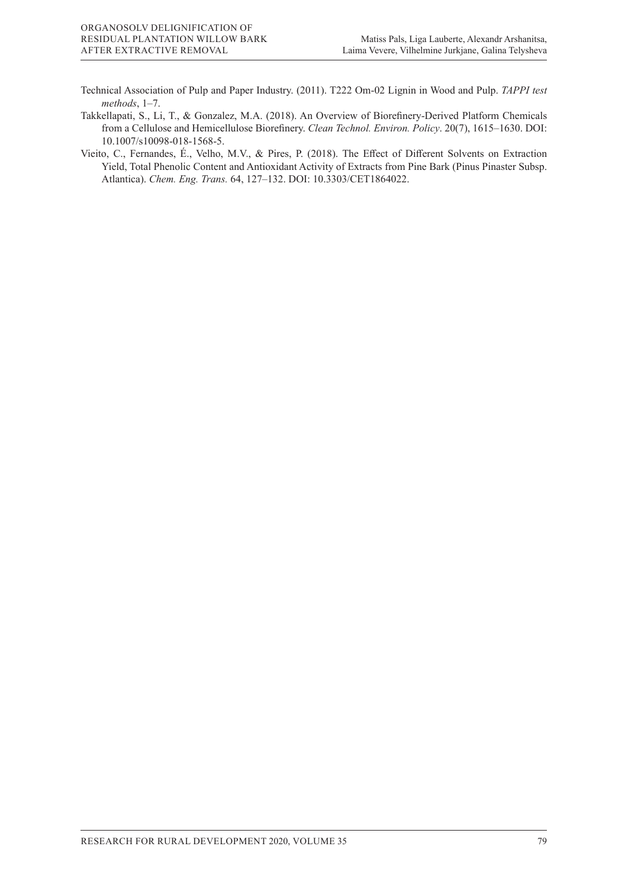Technical Association of Pulp and Paper Industry. (2011). T222 Om-02 Lignin in Wood and Pulp. *TAPPI test methods*, 1–7.

Takkellapati, S., Li, T., & Gonzalez, M.A. (2018). An Overview of Biorefinery-Derived Platform Chemicals from a Cellulose and Hemicellulose Biorefinery. *Clean Technol. Environ. Policy*. 20(7), 1615–1630. DOI: 10.1007/s10098-018-1568-5.

Vieito, C., Fernandes, É., Velho, M.V., & Pires, P. (2018). The Effect of Different Solvents on Extraction Yield, Total Phenolic Content and Antioxidant Activity of Extracts from Pine Bark (Pinus Pinaster Subsp. Atlantica). *Chem. Eng. Trans.* 64, 127–132. DOI: 10.3303/CET1864022.